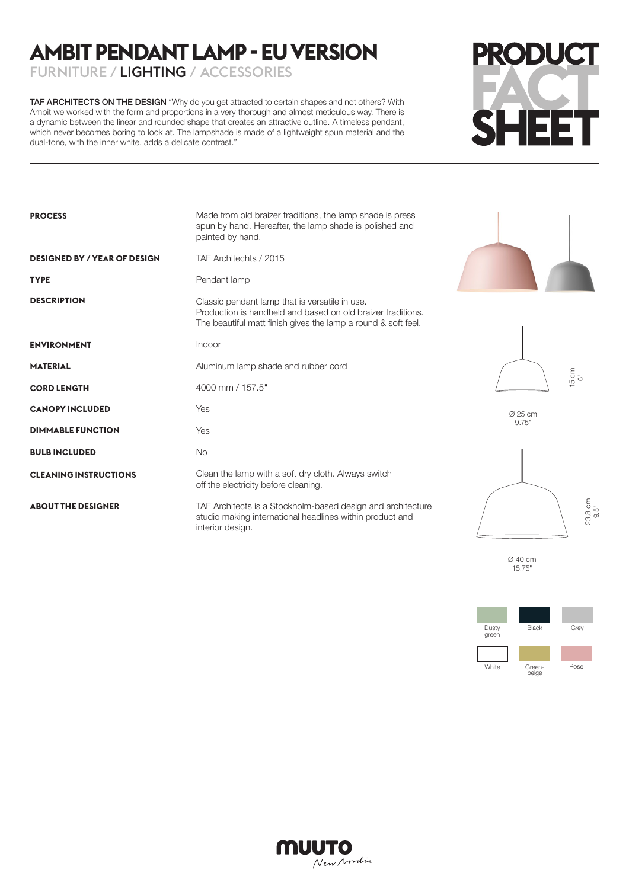# AMBIT PENDANT LAMP - EU VERSION

FURNITURE / **LIGHTING** / ACCESSORIES

# PRODUCT FACT SHEET

TAF ARCHITECTS ON THE DESIGN "Why do you get attracted to certain shapes and not others? With Ambit we worked with the form and proportions in a very thorough and almost meticulous way. There is a dynamic between the linear and rounded shape that creates an attractive outline. A timeless pendant, which never becomes boring to look at. The lampshade is made of a lightweight spun material and the dual-tone, with the inner white, adds a delicate contrast."

| | |
|---|---|
| **PROCESS** | Made from old braizer traditions, the lamp shade is press spun by hand. Hereafter, the lamp shade is polished and painted by hand. |
| **DESIGNED BY / YEAR OF DESIGN** | TAF Architechts / 2015 |
| **TYPE** | Pendant lamp |
| **DESCRIPTION** | Classic pendant lamp that is versatile in use. Production is handheld and based on old braizer traditions. The beautiful matt finish gives the lamp a round & soft feel. |
| **ENVIRONMENT** | Indoor |
| **MATERIAL** | Aluminum lamp shade and rubber cord |
| **CORD LENGTH** | 4000 mm / 157.5" |
| **CANOPY INCLUDED** | Yes |
| **DIMMABLE FUNCTION** | Yes |
| **BULB INCLUDED** | No |
| **CLEANING INSTRUCTIONS** | Clean the lamp with a soft dry cloth. Always switch off the electricity before cleaning. |
| **ABOUT THE DESIGNER** | TAF Architects is a Stockholm-based design and architecture studio making international headlines within product and interior design. |

15 cm
6"

Ø 25 cm
9.75"

23.8 cm
9.5"

Ø 40 cm
15.75"

Dusty green | Black | Grey

White | Green-beige | Rose

MUUTO
New Nordic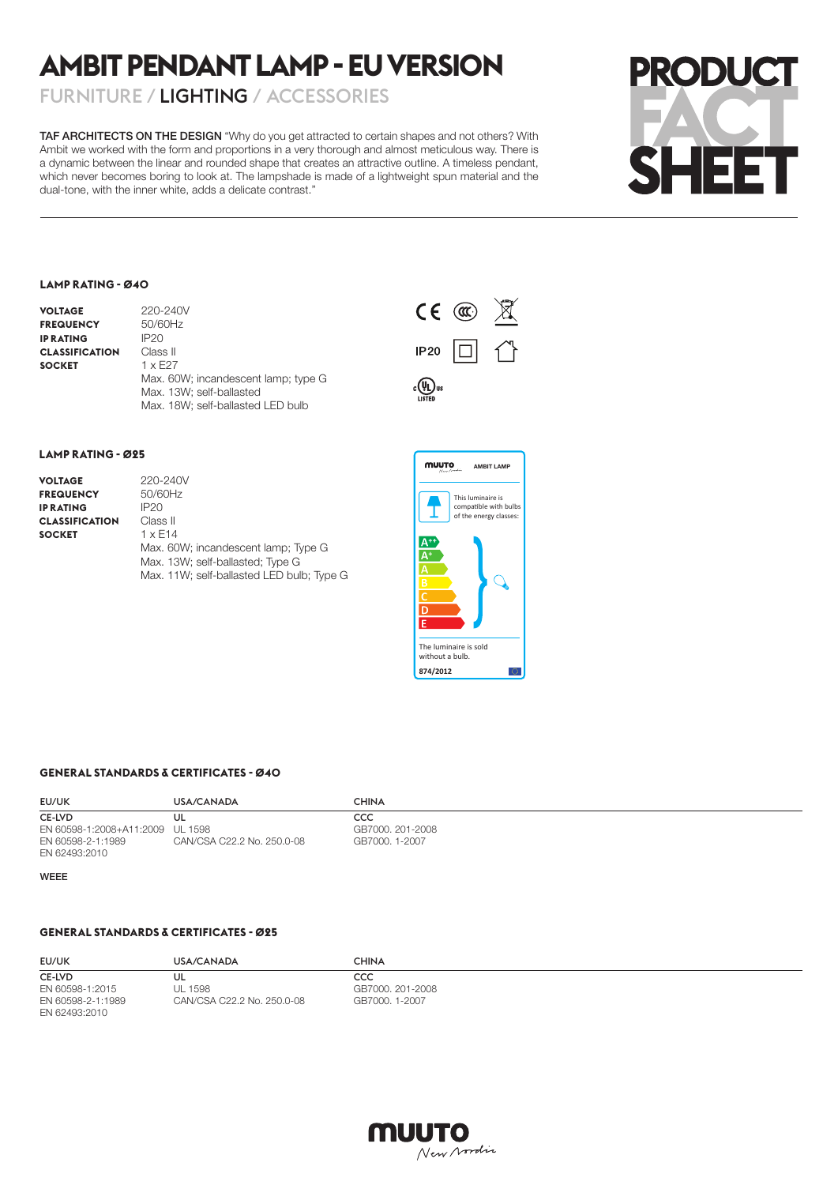# AMBIT PENDANT LAMP - EU VERSION

FURNITURE / **LIGHTING** / ACCESSORIES

# PRODUCT FACT SHEET

TAF ARCHITECTS ON THE DESIGN "Why do you get attracted to certain shapes and not others? With Ambit we worked with the form and proportions in a very thorough and almost meticulous way. There is a dynamic between the linear and rounded shape that creates an attractive outline. A timeless pendant, which never becomes boring to look at. The lampshade is made of a lightweight spun material and the dual-tone, with the inner white, adds a delicate contrast."

### LAMP RATING - Ø40

| | |
|---|---|
| **VOLTAGE** | 220-240V |
| **FREQUENCY** | 50/60Hz |
| **IP RATING** | IP20 |
| **CLASSIFICATION** | Class II |
| **SOCKET** | 1 x E27<br>Max. 60W; incandescent lamp; type G<br>Max. 13W; self-ballasted<br>Max. 18W; self-ballasted LED bulb |

IP20

LISTED

### LAMP RATING - Ø25

| | |
|---|---|
| **VOLTAGE** | 220-240V |
| **FREQUENCY** | 50/60Hz |
| **IP RATING** | IP20 |
| **CLASSIFICATION** | Class II |
| **SOCKET** | 1 x E14<br>Max. 60W; incandescent lamp; Type G<br>Max. 13W; self-ballasted; Type G<br>Max. 11W; self-ballasted LED bulb; Type G |

MUUTO AMBIT LAMP

This luminaire is compatible with bulbs of the energy classes:

A++ A+ A B C D E

The luminaire is sold without a bulb.

874/2012

### GENERAL STANDARDS & CERTIFICATES - Ø40

| EU/UK | USA/CANADA | CHINA |
|---|---|---|
| **CE-LVD**<br>EN 60598-1:2008+A11:2009<br>EN 60598-2-1:1989<br>EN 62493:2010 | **UL**<br>UL 1598<br>CAN/CSA C22.2 No. 250.0-08 | **CCC**<br>GB7000. 201-2008<br>GB7000. 1-2007 |

WEEE

### GENERAL STANDARDS & CERTIFICATES - Ø25

| EU/UK | USA/CANADA | CHINA |
|---|---|---|
| **CE-LVD**<br>EN 60598-1:2015<br>EN 60598-2-1:1989<br>EN 62493:2010 | **UL**<br>UL 1598<br>CAN/CSA C22.2 No. 250.0-08 | **CCC**<br>GB7000. 201-2008<br>GB7000. 1-2007 |

MUUTO New Nordic